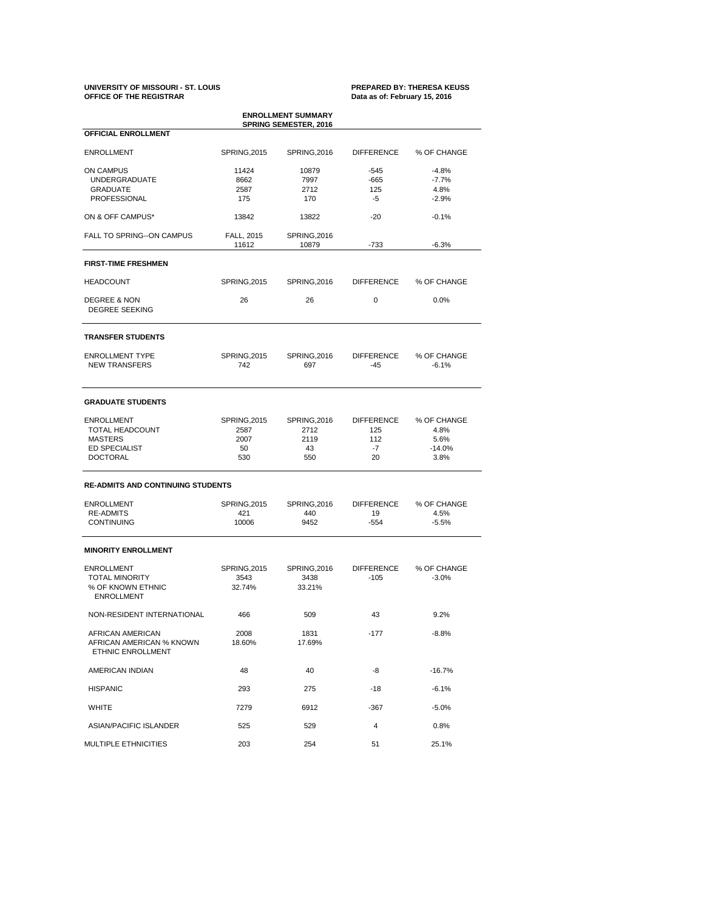**UNIVERSITY OF MISSOURI - ST. LOUIS**
**OFFICE OF THE REGISTRAR**

**PREPARED BY: THERESA KEUSS**
**Data as of: February 15, 2016**

## ENROLLMENT SUMMARY
## SPRING SEMESTER, 2016

### OFFICIAL ENROLLMENT

| ENROLLMENT | SPRING,2015 | SPRING,2016 | DIFFERENCE | % OF CHANGE |
|---|---|---|---|---|
| ON CAMPUS | 11424 | 10879 | -545 | -4.8% |
| UNDERGRADUATE | 8662 | 7997 | -665 | -7.7% |
| GRADUATE | 2587 | 2712 | 125 | 4.8% |
| PROFESSIONAL | 175 | 170 | -5 | -2.9% |
| ON & OFF CAMPUS* | 13842 | 13822 | -20 | -0.1% |
| FALL TO SPRING--ON CAMPUS | FALL, 2015<br>11612 | SPRING,2016<br>10879 | -733 | -6.3% |

### FIRST-TIME FRESHMEN

| HEADCOUNT | SPRING,2015 | SPRING,2016 | DIFFERENCE | % OF CHANGE |
|---|---|---|---|---|
| DEGREE & NON DEGREE SEEKING | 26 | 26 | 0 | 0.0% |

### TRANSFER STUDENTS

| ENROLLMENT TYPE | SPRING,2015 | SPRING,2016 | DIFFERENCE | % OF CHANGE |
|---|---|---|---|---|
| NEW TRANSFERS | 742 | 697 | -45 | -6.1% |

### GRADUATE STUDENTS

| ENROLLMENT | SPRING,2015 | SPRING,2016 | DIFFERENCE | % OF CHANGE |
|---|---|---|---|---|
| TOTAL HEADCOUNT | 2587 | 2712 | 125 | 4.8% |
| MASTERS | 2007 | 2119 | 112 | 5.6% |
| ED SPECIALIST | 50 | 43 | -7 | -14.0% |
| DOCTORAL | 530 | 550 | 20 | 3.8% |

### RE-ADMITS AND CONTINUING STUDENTS

| ENROLLMENT | SPRING,2015 | SPRING,2016 | DIFFERENCE | % OF CHANGE |
|---|---|---|---|---|
| RE-ADMITS | 421 | 440 | 19 | 4.5% |
| CONTINUING | 10006 | 9452 | -554 | -5.5% |

### MINORITY ENROLLMENT

| ENROLLMENT | SPRING,2015 | SPRING,2016 | DIFFERENCE | % OF CHANGE |
|---|---|---|---|---|
| TOTAL MINORITY | 3543 | 3438 | -105 | -3.0% |
| % OF KNOWN ETHNIC ENROLLMENT | 32.74% | 33.21% | | |
| NON-RESIDENT INTERNATIONAL | 466 | 509 | 43 | 9.2% |
| AFRICAN AMERICAN | 2008 | 1831 | -177 | -8.8% |
| AFRICAN AMERICAN % KNOWN ETHNIC ENROLLMENT | 18.60% | 17.69% | | |
| AMERICAN INDIAN | 48 | 40 | -8 | -16.7% |
| HISPANIC | 293 | 275 | -18 | -6.1% |
| WHITE | 7279 | 6912 | -367 | -5.0% |
| ASIAN/PACIFIC ISLANDER | 525 | 529 | 4 | 0.8% |
| MULTIPLE ETHNICITIES | 203 | 254 | 51 | 25.1% |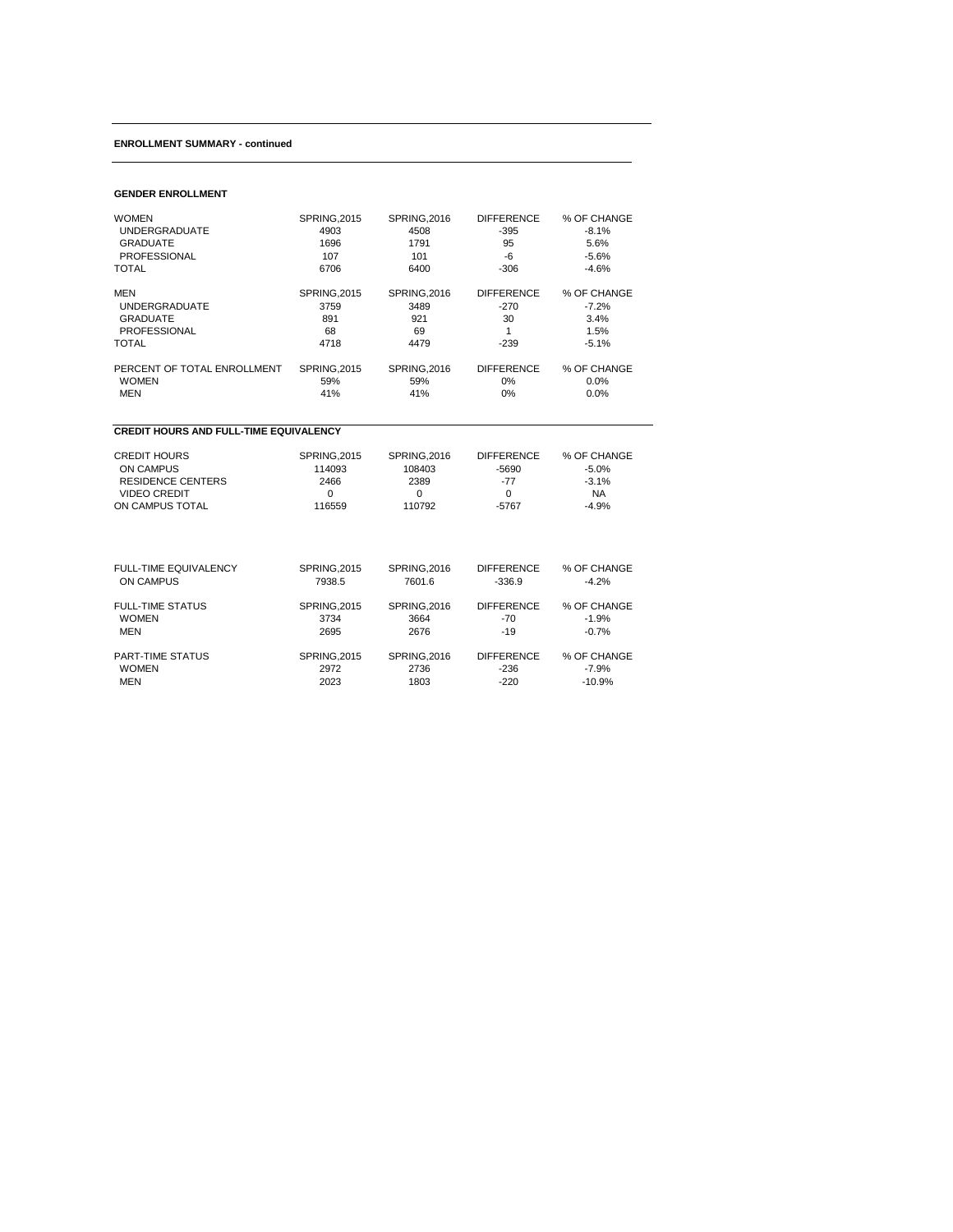**ENROLLMENT SUMMARY - continued**

**GENDER ENROLLMENT**

| WOMEN | SPRING,2015 | SPRING,2016 | DIFFERENCE | % OF CHANGE |
|---|---|---|---|---|
| UNDERGRADUATE | 4903 | 4508 | -395 | -8.1% |
| GRADUATE | 1696 | 1791 | 95 | 5.6% |
| PROFESSIONAL | 107 | 101 | -6 | -5.6% |
| TOTAL | 6706 | 6400 | -306 | -4.6% |

| MEN | SPRING,2015 | SPRING,2016 | DIFFERENCE | % OF CHANGE |
|---|---|---|---|---|
| UNDERGRADUATE | 3759 | 3489 | -270 | -7.2% |
| GRADUATE | 891 | 921 | 30 | 3.4% |
| PROFESSIONAL | 68 | 69 | 1 | 1.5% |
| TOTAL | 4718 | 4479 | -239 | -5.1% |

| PERCENT OF TOTAL ENROLLMENT | SPRING,2015 | SPRING,2016 | DIFFERENCE | % OF CHANGE |
|---|---|---|---|---|
| WOMEN | 59% | 59% | 0% | 0.0% |
| MEN | 41% | 41% | 0% | 0.0% |

**CREDIT HOURS AND FULL-TIME EQUIVALENCY**

| CREDIT HOURS | SPRING,2015 | SPRING,2016 | DIFFERENCE | % OF CHANGE |
|---|---|---|---|---|
| ON CAMPUS | 114093 | 108403 | -5690 | -5.0% |
| RESIDENCE CENTERS | 2466 | 2389 | -77 | -3.1% |
| VIDEO CREDIT | 0 | 0 | 0 | NA |
| ON CAMPUS TOTAL | 116559 | 110792 | -5767 | -4.9% |

| FULL-TIME EQUIVALENCY | SPRING,2015 | SPRING,2016 | DIFFERENCE | % OF CHANGE |
|---|---|---|---|---|
| ON CAMPUS | 7938.5 | 7601.6 | -336.9 | -4.2% |

| FULL-TIME STATUS | SPRING,2015 | SPRING,2016 | DIFFERENCE | % OF CHANGE |
|---|---|---|---|---|
| WOMEN | 3734 | 3664 | -70 | -1.9% |
| MEN | 2695 | 2676 | -19 | -0.7% |

| PART-TIME STATUS | SPRING,2015 | SPRING,2016 | DIFFERENCE | % OF CHANGE |
|---|---|---|---|---|
| WOMEN | 2972 | 2736 | -236 | -7.9% |
| MEN | 2023 | 1803 | -220 | -10.9% |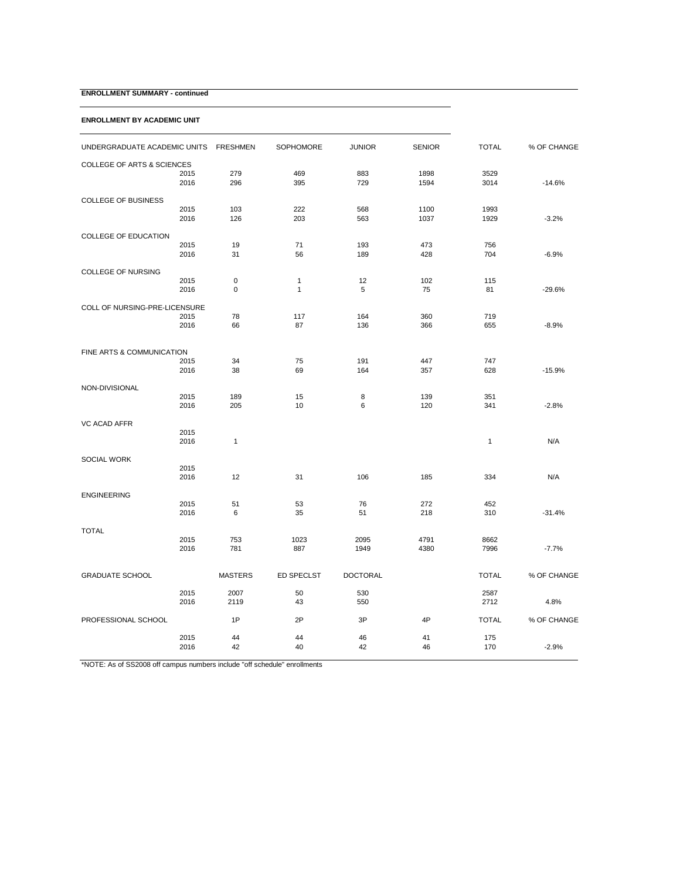**ENROLLMENT SUMMARY - continued**

**ENROLLMENT BY ACADEMIC UNIT**

| UNDERGRADUATE ACADEMIC UNITS | | FRESHMEN | SOPHOMORE | JUNIOR | SENIOR | TOTAL | % OF CHANGE |
|---|---|---|---|---|---|---|---|
| COLLEGE OF ARTS & SCIENCES | | | | | | | |
| | 2015 | 279 | 469 | 883 | 1898 | 3529 | |
| | 2016 | 296 | 395 | 729 | 1594 | 3014 | -14.6% |
| COLLEGE OF BUSINESS | | | | | | | |
| | 2015 | 103 | 222 | 568 | 1100 | 1993 | |
| | 2016 | 126 | 203 | 563 | 1037 | 1929 | -3.2% |
| COLLEGE OF EDUCATION | | | | | | | |
| | 2015 | 19 | 71 | 193 | 473 | 756 | |
| | 2016 | 31 | 56 | 189 | 428 | 704 | -6.9% |
| COLLEGE OF NURSING | | | | | | | |
| | 2015 | 0 | 1 | 12 | 102 | 115 | |
| | 2016 | 0 | 1 | 5 | 75 | 81 | -29.6% |
| COLL OF NURSING-PRE-LICENSURE | | | | | | | |
| | 2015 | 78 | 117 | 164 | 360 | 719 | |
| | 2016 | 66 | 87 | 136 | 366 | 655 | -8.9% |
| FINE ARTS & COMMUNICATION | | | | | | | |
| | 2015 | 34 | 75 | 191 | 447 | 747 | |
| | 2016 | 38 | 69 | 164 | 357 | 628 | -15.9% |
| NON-DIVISIONAL | | | | | | | |
| | 2015 | 189 | 15 | 8 | 139 | 351 | |
| | 2016 | 205 | 10 | 6 | 120 | 341 | -2.8% |
| VC ACAD AFFR | | | | | | | |
| | 2015 | | | | | | |
| | 2016 | 1 | | | | 1 | N/A |
| SOCIAL WORK | | | | | | | |
| | 2015 | | | | | | |
| | 2016 | 12 | 31 | 106 | 185 | 334 | N/A |
| ENGINEERING | | | | | | | |
| | 2015 | 51 | 53 | 76 | 272 | 452 | |
| | 2016 | 6 | 35 | 51 | 218 | 310 | -31.4% |
| TOTAL | | | | | | | |
| | 2015 | 753 | 1023 | 2095 | 4791 | 8662 | |
| | 2016 | 781 | 887 | 1949 | 4380 | 7996 | -7.7% |

| GRADUATE SCHOOL | | MASTERS | ED SPECLST | DOCTORAL | | TOTAL | % OF CHANGE |
|---|---|---|---|---|---|---|---|
| | 2015 | 2007 | 50 | 530 | | 2587 | |
| | 2016 | 2119 | 43 | 550 | | 2712 | 4.8% |

| PROFESSIONAL SCHOOL | | 1P | 2P | 3P | 4P | TOTAL | % OF CHANGE |
|---|---|---|---|---|---|---|---|
| | 2015 | 44 | 44 | 46 | 41 | 175 | |
| | 2016 | 42 | 40 | 42 | 46 | 170 | -2.9% |

*NOTE: As of SS2008 off campus numbers include "off schedule" enrollments